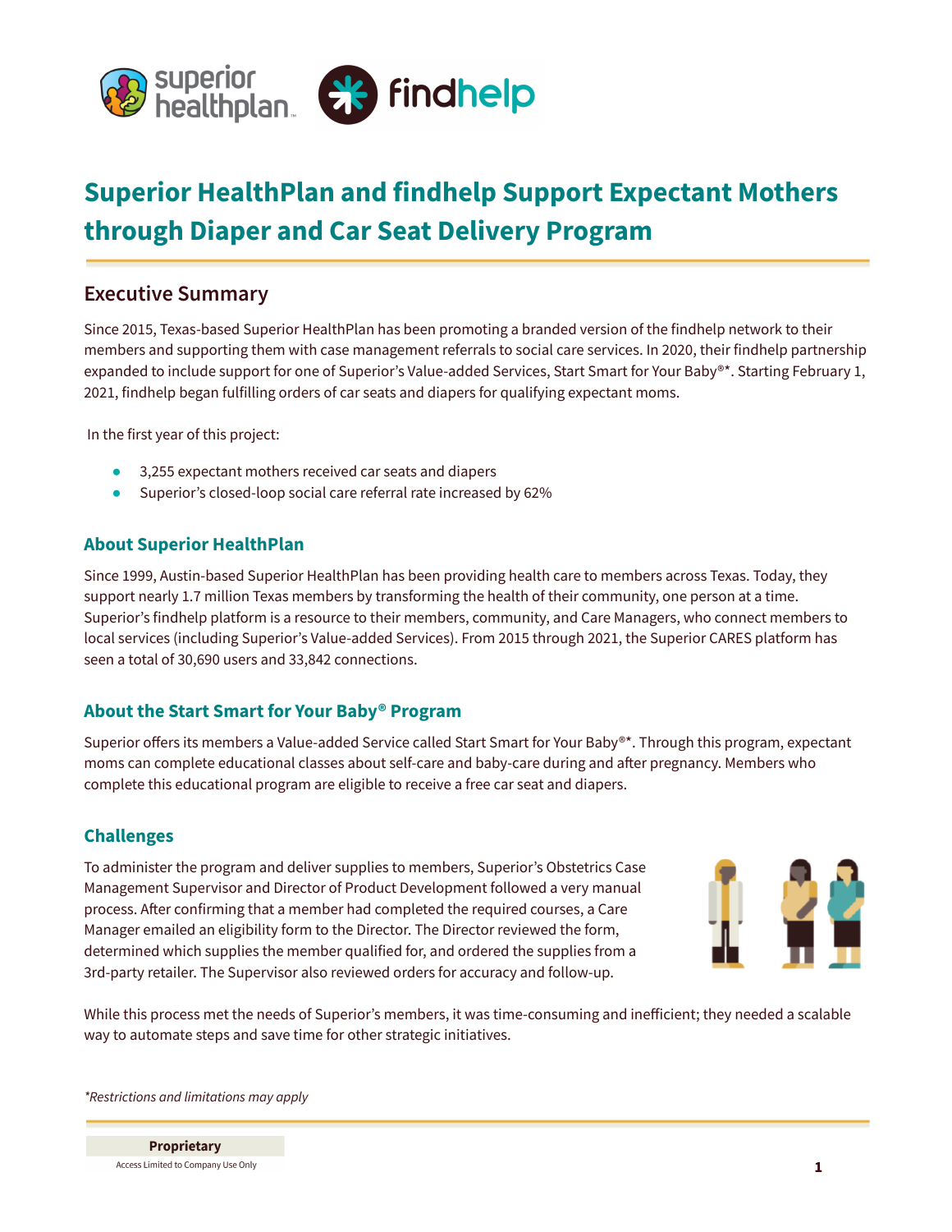# Superior HealthPlan and findhelp Support Expectant Mothers through Diaper and Car Seat Delivery Program

## Executive Summary

Since 2015, Texas-based Superior HealthPlan has been promoting a branded version of the findhelp network to their members and supporting them with case management referrals to social care services. In 2020, their findhelp partnership expanded to include support for one of Superior's Value-added Services, Start Smart for Your Baby®*. Starting February 1, 2021, findhelp began fulfilling orders of car seats and diapers for qualifying expectant moms.

In the first year of this project:

- 3,255 expectant mothers received car seats and diapers
- Superior's closed-loop social care referral rate increased by 62%

### About Superior HealthPlan

Since 1999, Austin-based Superior HealthPlan has been providing health care to members across Texas. Today, they support nearly 1.7 million Texas members by transforming the health of their community, one person at a time. Superior's findhelp platform is a resource to their members, community, and Care Managers, who connect members to local services (including Superior's Value-added Services). From 2015 through 2021, the Superior CARES platform has seen a total of 30,690 users and 33,842 connections.

### About the Start Smart for Your Baby® Program

Superior offers its members a Value-added Service called Start Smart for Your Baby®*. Through this program, expectant moms can complete educational classes about self-care and baby-care during and after pregnancy. Members who complete this educational program are eligible to receive a free car seat and diapers.

### Challenges

To administer the program and deliver supplies to members, Superior's Obstetrics Case Management Supervisor and Director of Product Development followed a very manual process. After confirming that a member had completed the required courses, a Care Manager emailed an eligibility form to the Director. The Director reviewed the form, determined which supplies the member qualified for, and ordered the supplies from a 3rd-party retailer. The Supervisor also reviewed orders for accuracy and follow-up.

While this process met the needs of Superior's members, it was time-consuming and inefficient; they needed a scalable way to automate steps and save time for other strategic initiatives.

*Restrictions and limitations may apply

**Proprietary**
Access Limited to Company Use Only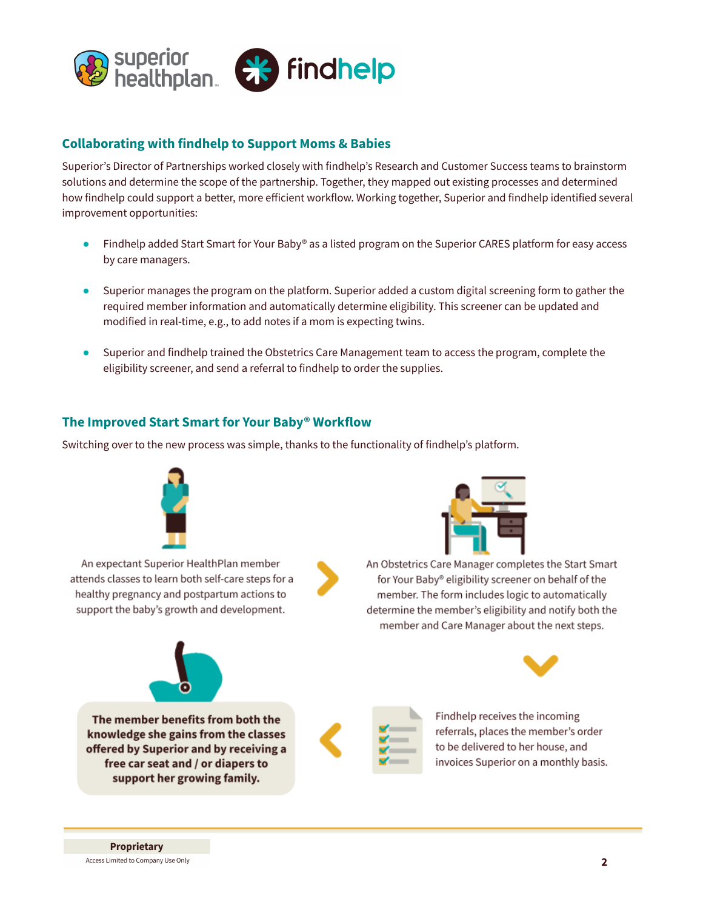## Collaborating with findhelp to Support Moms & Babies

Superior's Director of Partnerships worked closely with findhelp's Research and Customer Success teams to brainstorm solutions and determine the scope of the partnership. Together, they mapped out existing processes and determined how findhelp could support a better, more efficient workflow. Working together, Superior and findhelp identified several improvement opportunities:

- Findhelp added Start Smart for Your Baby® as a listed program on the Superior CARES platform for easy access by care managers.
- Superior manages the program on the platform. Superior added a custom digital screening form to gather the required member information and automatically determine eligibility. This screener can be updated and modified in real-time, e.g., to add notes if a mom is expecting twins.
- Superior and findhelp trained the Obstetrics Care Management team to access the program, complete the eligibility screener, and send a referral to findhelp to order the supplies.

## The Improved Start Smart for Your Baby® Workflow

Switching over to the new process was simple, thanks to the functionality of findhelp's platform.

An expectant Superior HealthPlan member attends classes to learn both self-care steps for a healthy pregnancy and postpartum actions to support the baby's growth and development.

An Obstetrics Care Manager completes the Start Smart for Your Baby® eligibility screener on behalf of the member. The form includes logic to automatically determine the member's eligibility and notify both the member and Care Manager about the next steps.

Findhelp receives the incoming referrals, places the member's order to be delivered to her house, and invoices Superior on a monthly basis.

**The member benefits from both the knowledge she gains from the classes offered by Superior and by receiving a free car seat and / or diapers to support her growing family.**

**Proprietary**
Access Limited to Company Use Only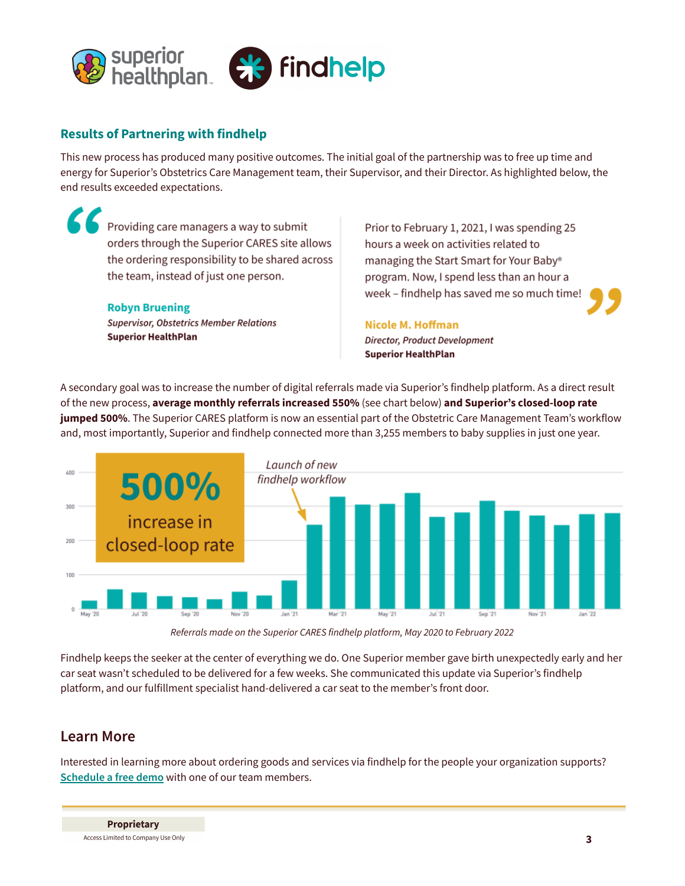## Results of Partnering with findhelp

This new process has produced many positive outcomes. The initial goal of the partnership was to free up time and energy for Superior's Obstetrics Care Management team, their Supervisor, and their Director. As highlighted below, the end results exceeded expectations.

> Providing care managers a way to submit orders through the Superior CARES site allows the ordering responsibility to be shared across the team, instead of just one person.
>
> **Robyn Bruening**
> *Supervisor, Obstetrics Member Relations*
> **Superior HealthPlan**

> Prior to February 1, 2021, I was spending 25 hours a week on activities related to managing the Start Smart for Your Baby® program. Now, I spend less than an hour a week – findhelp has saved me so much time!
>
> **Nicole M. Hoffman**
> *Director, Product Development*
> **Superior HealthPlan**

A secondary goal was to increase the number of digital referrals made via Superior's findhelp platform. As a direct result of the new process, **average monthly referrals increased 550%** (see chart below) **and Superior's closed-loop rate jumped 500%**. The Superior CARES platform is now an essential part of the Obstetric Care Management Team's workflow and, most importantly, Superior and findhelp connected more than 3,255 members to baby supplies in just one year.

500%
increase in closed-loop rate

Launch of new findhelp workflow

400
300
200
100
0

May '20, Jul '20, Sep '20, Nov '20, Jan '21, Mar '21, May '21, Jul '21, Sep '21, Nov '21, Jan '22

*Referrals made on the Superior CARES findhelp platform, May 2020 to February 2022*

Findhelp keeps the seeker at the center of everything we do. One Superior member gave birth unexpectedly early and her car seat wasn't scheduled to be delivered for a few weeks. She communicated this update via Superior's findhelp platform, and our fulfillment specialist hand-delivered a car seat to the member's front door.

## Learn More

Interested in learning more about ordering goods and services via findhelp for the people your organization supports? Schedule a free demo with one of our team members.

**Proprietary**
Access Limited to Company Use Only